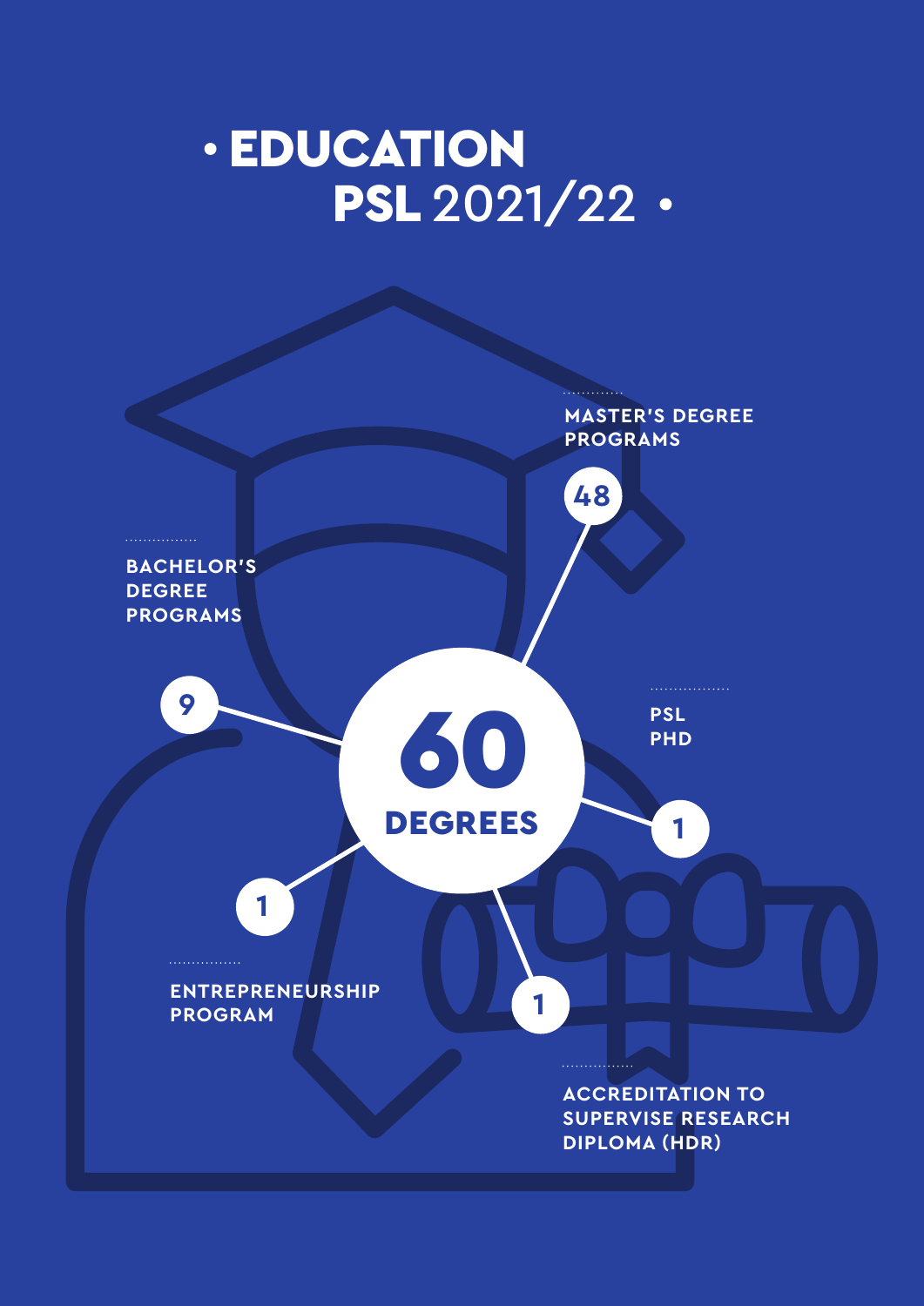# • EDUCATION PSL 2021/22 •

**60 DEGREES**

- **48** MASTER'S DEGREE PROGRAMS
- **9** BACHELOR'S DEGREE PROGRAMS
- **1** PSL PHD
- **1** ENTREPRENEURSHIP PROGRAM
- **1** ACCREDITATION TO SUPERVISE RESEARCH DIPLOMA (HDR)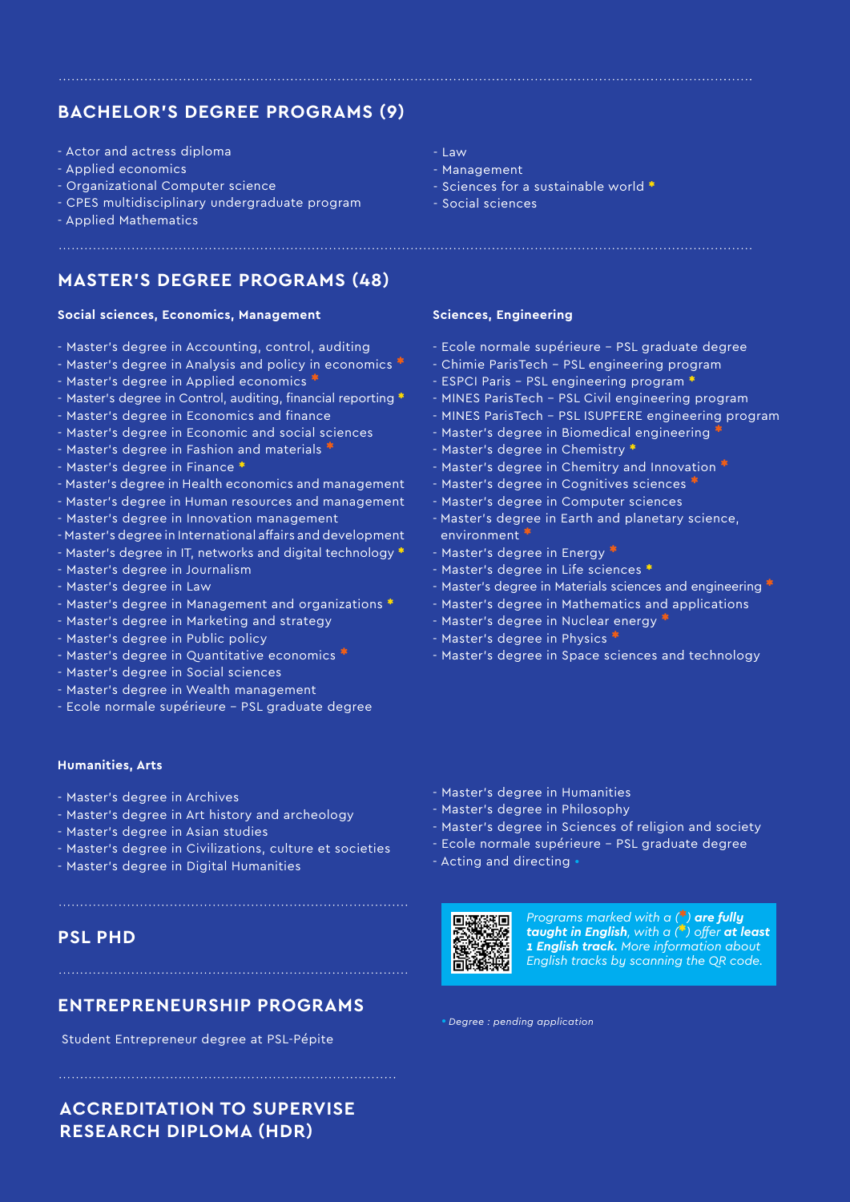## BACHELOR'S DEGREE PROGRAMS (9)

- Actor and actress diploma
- Applied economics
- Organizational Computer science
- CPES multidisciplinary undergraduate program
- Applied Mathematics
- Law
- Management
- Sciences for a sustainable world *
- Social sciences

## MASTER'S DEGREE PROGRAMS (48)

### Social sciences, Economics, Management

- Master's degree in Accounting, control, auditing
- Master's degree in Analysis and policy in economics *
- Master's degree in Applied economics *
- Master's degree in Control, auditing, financial reporting *
- Master's degree in Economics and finance
- Master's degree in Economic and social sciences
- Master's degree in Fashion and materials *
- Master's degree in Finance *
- Master's degree in Health economics and management
- Master's degree in Human resources and management
- Master's degree in Innovation management
- Master's degree in International affairs and development
- Master's degree in IT, networks and digital technology *
- Master's degree in Journalism
- Master's degree in Law
- Master's degree in Management and organizations *
- Master's degree in Marketing and strategy
- Master's degree in Public policy
- Master's degree in Quantitative economics *
- Master's degree in Social sciences
- Master's degree in Wealth management
- Ecole normale supérieure – PSL graduate degree

### Sciences, Engineering

- Ecole normale supérieure – PSL graduate degree
- Chimie ParisTech – PSL engineering program
- ESPCI Paris – PSL engineering program *
- MINES ParisTech – PSL Civil engineering program
- MINES ParisTech – PSL ISUPFERE engineering program
- Master's degree in Biomedical engineering *
- Master's degree in Chemistry *
- Master's degree in Chemitry and Innovation *
- Master's degree in Cognitives sciences *
- Master's degree in Computer sciences
- Master's degree in Earth and planetary science, environment *
- Master's degree in Energy *
- Master's degree in Life sciences *
- Master's degree in Materials sciences and engineering *
- Master's degree in Mathematics and applications
- Master's degree in Nuclear energy *
- Master's degree in Physics *
- Master's degree in Space sciences and technology

### Humanities, Arts

- Master's degree in Archives
- Master's degree in Art history and archeology
- Master's degree in Asian studies
- Master's degree in Civilizations, culture et societies
- Master's degree in Digital Humanities
- Master's degree in Humanities
- Master's degree in Philosophy
- Master's degree in Sciences of religion and society
- Ecole normale supérieure – PSL graduate degree
- Acting and directing •

*Programs marked with a (*) **are fully taught in English**, with a (*) offer **at least 1 English track.** More information about English tracks by scanning the QR code.*

*• Degree : pending application*

## PSL PHD

## ENTREPRENEURSHIP PROGRAMS

Student Entrepreneur degree at PSL-Pépite

## ACCREDITATION TO SUPERVISE RESEARCH DIPLOMA (HDR)